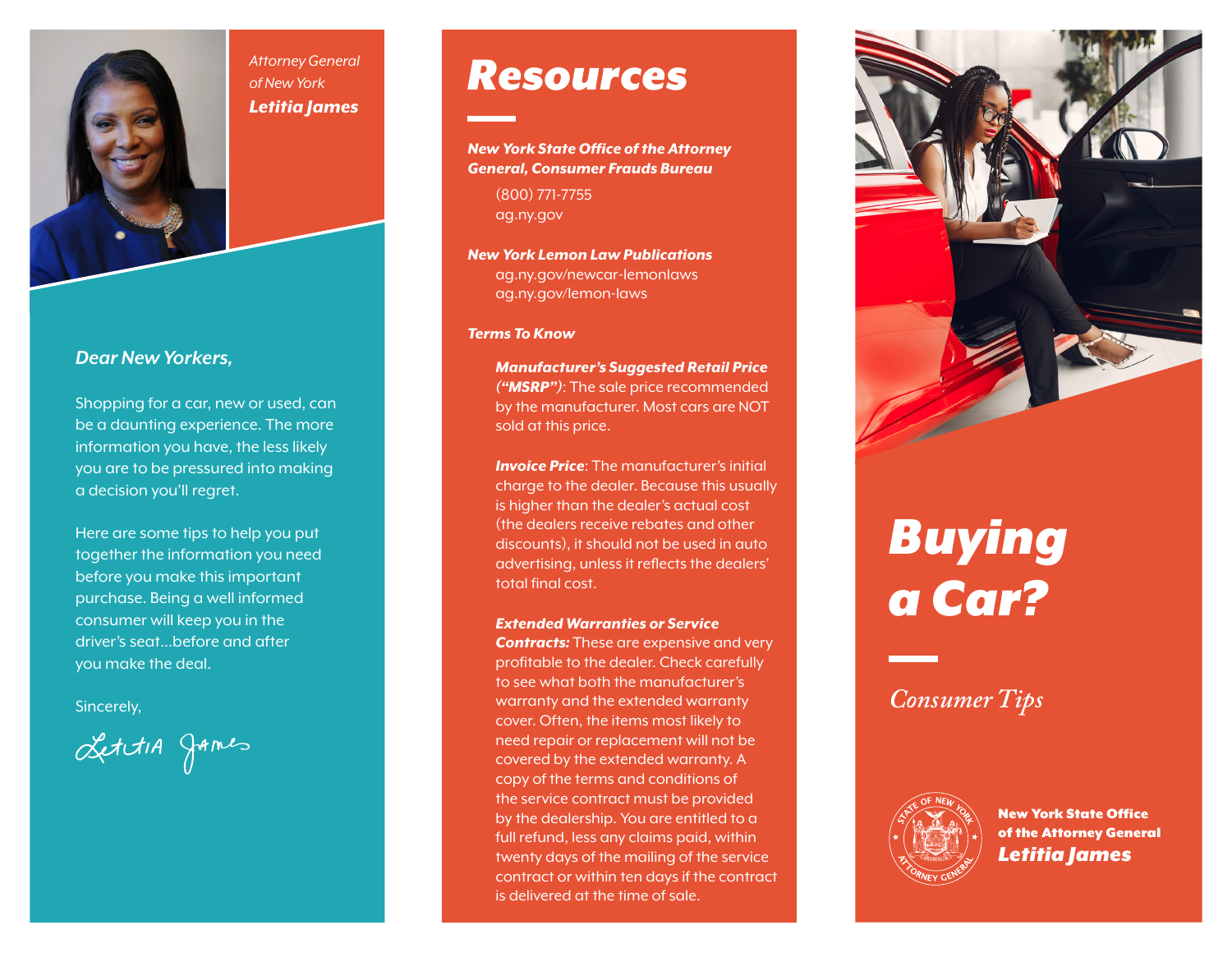*Attorney General of New York*
***Letitia James***

*Dear New Yorkers,*

Shopping for a car, new or used, can be a daunting experience. The more information you have, the less likely you are to be pressured into making a decision you'll regret.

Here are some tips to help you put together the information you need before you make this important purchase. Being a well informed consumer will keep you in the driver's seat...before and after you make the deal.

Sincerely,

Letitia James

# Resources

***New York State Office of the Attorney General, Consumer Frauds Bureau***

(800) 771-7755
ag.ny.gov

***New York Lemon Law Publications***

ag.ny.gov/newcar-lemonlaws
ag.ny.gov/lemon-laws

***Terms To Know***

***Manufacturer's Suggested Retail Price ("MSRP")***: The sale price recommended by the manufacturer. Most cars are NOT sold at this price.

***Invoice Price***: The manufacturer's initial charge to the dealer. Because this usually is higher than the dealer's actual cost (the dealers receive rebates and other discounts), it should not be used in auto advertising, unless it reflects the dealers' total final cost.

***Extended Warranties or Service Contracts:*** These are expensive and very profitable to the dealer. Check carefully to see what both the manufacturer's warranty and the extended warranty cover. Often, the items most likely to need repair or replacement will not be covered by the extended warranty. A copy of the terms and conditions of the service contract must be provided by the dealership. You are entitled to a full refund, less any claims paid, within twenty days of the mailing of the service contract or within ten days if the contract is delivered at the time of sale.

# Buying a Car?

*Consumer Tips*

**New York State Office of the Attorney General**
***Letitia James***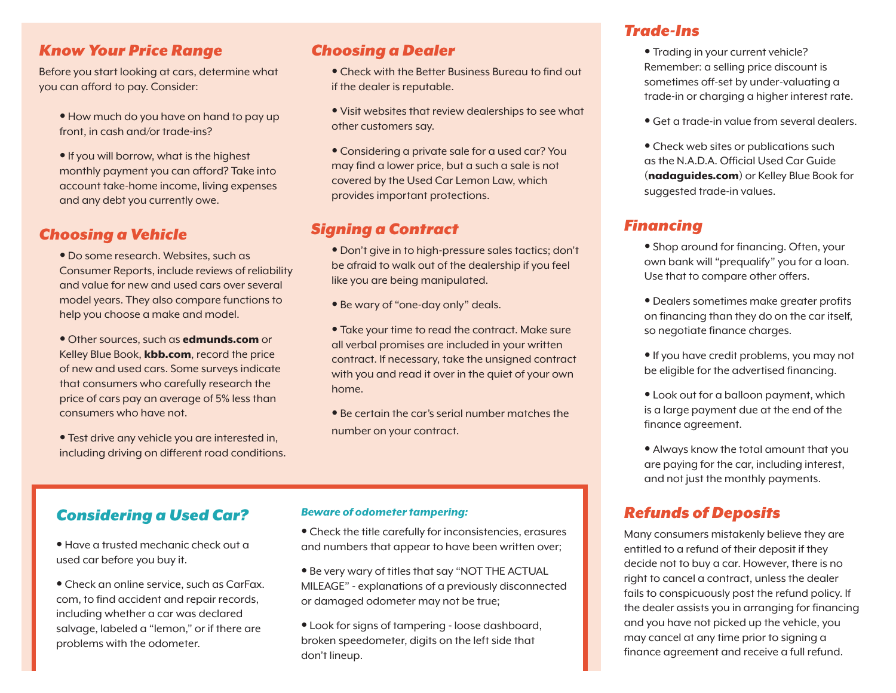## *Know Your Price Range*

Before you start looking at cars, determine what you can afford to pay. Consider:

- How much do you have on hand to pay up front, in cash and/or trade-ins?
- If you will borrow, what is the highest monthly payment you can afford? Take into account take-home income, living expenses and any debt you currently owe.

## *Choosing a Vehicle*

- Do some research. Websites, such as Consumer Reports, include reviews of reliability and value for new and used cars over several model years. They also compare functions to help you choose a make and model.
- Other sources, such as **edmunds.com** or Kelley Blue Book, **kbb.com**, record the price of new and used cars. Some surveys indicate that consumers who carefully research the price of cars pay an average of 5% less than consumers who have not.
- Test drive any vehicle you are interested in, including driving on different road conditions.

## *Choosing a Dealer*

- Check with the Better Business Bureau to find out if the dealer is reputable.
- Visit websites that review dealerships to see what other customers say.
- Considering a private sale for a used car? You may find a lower price, but a such a sale is not covered by the Used Car Lemon Law, which provides important protections.

## *Signing a Contract*

- Don't give in to high-pressure sales tactics; don't be afraid to walk out of the dealership if you feel like you are being manipulated.
- Be wary of "one-day only" deals.
- Take your time to read the contract. Make sure all verbal promises are included in your written contract. If necessary, take the unsigned contract with you and read it over in the quiet of your own home.
- Be certain the car's serial number matches the number on your contract.

## *Considering a Used Car?*

- Have a trusted mechanic check out a used car before you buy it.
- Check an online service, such as CarFax.com, to find accident and repair records, including whether a car was declared salvage, labeled a "lemon," or if there are problems with the odometer.

***Beware of odometer tampering:***

- Check the title carefully for inconsistencies, erasures and numbers that appear to have been written over;
- Be very wary of titles that say "NOT THE ACTUAL MILEAGE" - explanations of a previously disconnected or damaged odometer may not be true;
- Look for signs of tampering - loose dashboard, broken speedometer, digits on the left side that don't lineup.

## *Trade-Ins*

- Trading in your current vehicle? Remember: a selling price discount is sometimes off-set by under-valuating a trade-in or charging a higher interest rate.
- Get a trade-in value from several dealers.
- Check web sites or publications such as the N.A.D.A. Official Used Car Guide (**nadaguides.com**) or Kelley Blue Book for suggested trade-in values.

## *Financing*

- Shop around for financing. Often, your own bank will "prequalify" you for a loan. Use that to compare other offers.
- Dealers sometimes make greater profits on financing than they do on the car itself, so negotiate finance charges.
- If you have credit problems, you may not be eligible for the advertised financing.
- Look out for a balloon payment, which is a large payment due at the end of the finance agreement.
- Always know the total amount that you are paying for the car, including interest, and not just the monthly payments.

## *Refunds of Deposits*

Many consumers mistakenly believe they are entitled to a refund of their deposit if they decide not to buy a car. However, there is no right to cancel a contract, unless the dealer fails to conspicuously post the refund policy. If the dealer assists you in arranging for financing and you have not picked up the vehicle, you may cancel at any time prior to signing a finance agreement and receive a full refund.